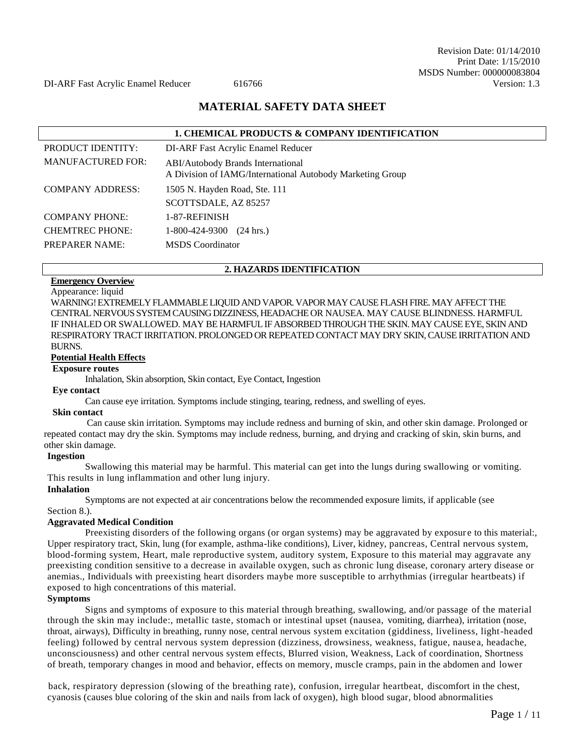Revision Date: 01/14/2010
Print Date: 1/15/2010
MSDS Number: 000000083804
Version: 1.3

DI-ARF Fast Acrylic Enamel Reducer 616766

# MATERIAL SAFETY DATA SHEET

## 1. CHEMICAL PRODUCTS & COMPANY IDENTIFICATION

| | |
|---|---|
| PRODUCT IDENTITY: | DI-ARF Fast Acrylic Enamel Reducer |
| MANUFACTURED FOR: | ABI/Autobody Brands International<br>A Division of IAMG/International Autobody Marketing Group |
| COMPANY ADDRESS: | 1505 N. Hayden Road, Ste. 111<br>SCOTTSDALE, AZ 85257 |
| COMPANY PHONE: | 1-87-REFINISH |
| CHEMTREC PHONE: | 1-800-424-9300 (24 hrs.) |
| PREPARER NAME: | MSDS Coordinator |

## 2. HAZARDS IDENTIFICATION

**Emergency Overview**

Appearance: liquid

WARNING! EXTREMELY FLAMMABLE LIQUID AND VAPOR. VAPOR MAY CAUSE FLASH FIRE. MAY AFFECT THE CENTRAL NERVOUS SYSTEM CAUSING DIZZINESS, HEADACHE OR NAUSEA. MAY CAUSE BLINDNESS. HARMFUL IF INHALED OR SWALLOWED. MAY BE HARMFUL IF ABSORBED THROUGH THE SKIN. MAY CAUSE EYE, SKIN AND RESPIRATORY TRACT IRRITATION. PROLONGED OR REPEATED CONTACT MAY DRY SKIN, CAUSE IRRITATION AND BURNS.

**Potential Health Effects**

**Exposure routes**

Inhalation, Skin absorption, Skin contact, Eye Contact, Ingestion

**Eye contact**

Can cause eye irritation. Symptoms include stinging, tearing, redness, and swelling of eyes.

**Skin contact**

Can cause skin irritation. Symptoms may include redness and burning of skin, and other skin damage. Prolonged or repeated contact may dry the skin. Symptoms may include redness, burning, and drying and cracking of skin, skin burns, and other skin damage.

**Ingestion**

Swallowing this material may be harmful. This material can get into the lungs during swallowing or vomiting. This results in lung inflammation and other lung injury.

**Inhalation**

Symptoms are not expected at air concentrations below the recommended exposure limits, if applicable (see Section 8.).

**Aggravated Medical Condition**

Preexisting disorders of the following organs (or organ systems) may be aggravated by exposure to this material:, Upper respiratory tract, Skin, lung (for example, asthma-like conditions), Liver, kidney, pancreas, Central nervous system, blood-forming system, Heart, male reproductive system, auditory system, Exposure to this material may aggravate any preexisting condition sensitive to a decrease in available oxygen, such as chronic lung disease, coronary artery disease or anemias., Individuals with preexisting heart disorders maybe more susceptible to arrhythmias (irregular heartbeats) if exposed to high concentrations of this material.

**Symptoms**

Signs and symptoms of exposure to this material through breathing, swallowing, and/or passage of the material through the skin may include:, metallic taste, stomach or intestinal upset (nausea, vomiting, diarrhea), irritation (nose, throat, airways), Difficulty in breathing, runny nose, central nervous system excitation (giddiness, liveliness, light-headed feeling) followed by central nervous system depression (dizziness, drowsiness, weakness, fatigue, nausea, headache, unconsciousness) and other central nervous system effects, Blurred vision, Weakness, Lack of coordination, Shortness of breath, temporary changes in mood and behavior, effects on memory, muscle cramps, pain in the abdomen and lower back, respiratory depression (slowing of the breathing rate), confusion, irregular heartbeat, discomfort in the chest, cyanosis (causes blue coloring of the skin and nails from lack of oxygen), high blood sugar, blood abnormalities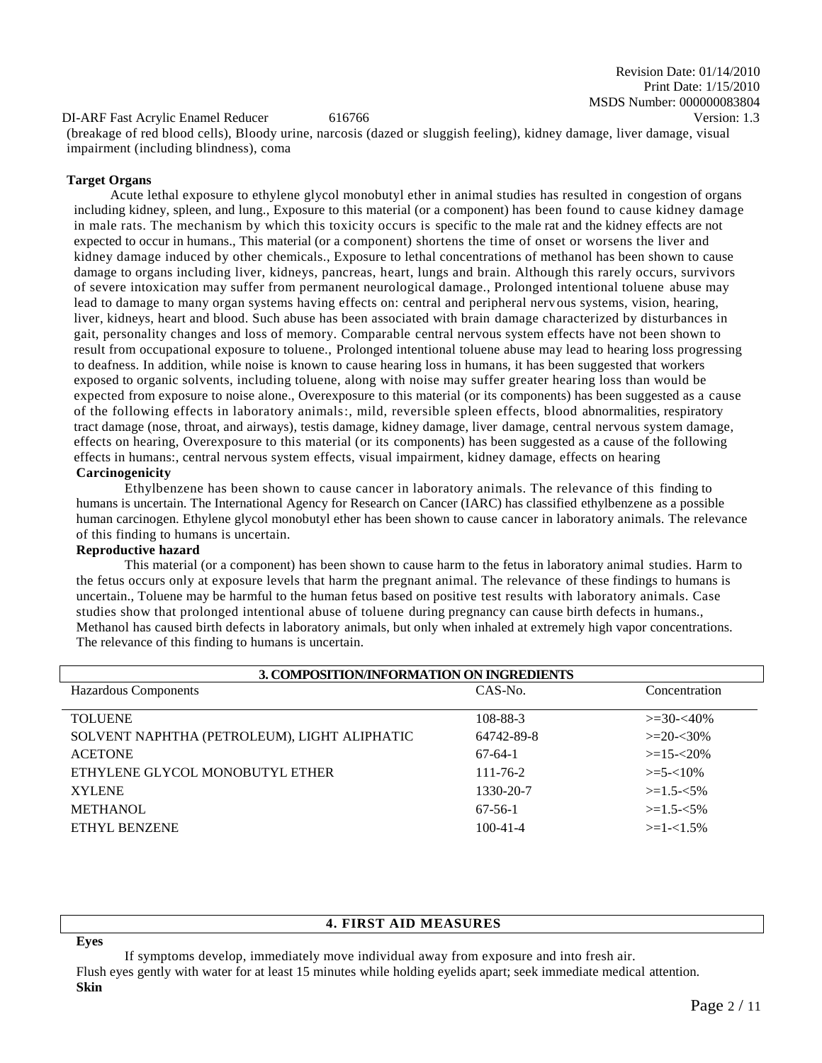(breakage of red blood cells), Bloody urine, narcosis (dazed or sluggish feeling), kidney damage, liver damage, visual impairment (including blindness), coma

**Target Organs**

Acute lethal exposure to ethylene glycol monobutyl ether in animal studies has resulted in congestion of organs including kidney, spleen, and lung., Exposure to this material (or a component) has been found to cause kidney damage in male rats. The mechanism by which this toxicity occurs is specific to the male rat and the kidney effects are not expected to occur in humans., This material (or a component) shortens the time of onset or worsens the liver and kidney damage induced by other chemicals., Exposure to lethal concentrations of methanol has been shown to cause damage to organs including liver, kidneys, pancreas, heart, lungs and brain. Although this rarely occurs, survivors of severe intoxication may suffer from permanent neurological damage., Prolonged intentional toluene abuse may lead to damage to many organ systems having effects on: central and peripheral nervous systems, vision, hearing, liver, kidneys, heart and blood. Such abuse has been associated with brain damage characterized by disturbances in gait, personality changes and loss of memory. Comparable central nervous system effects have not been shown to result from occupational exposure to toluene., Prolonged intentional toluene abuse may lead to hearing loss progressing to deafness. In addition, while noise is known to cause hearing loss in humans, it has been suggested that workers exposed to organic solvents, including toluene, along with noise may suffer greater hearing loss than would be expected from exposure to noise alone., Overexposure to this material (or its components) has been suggested as a cause of the following effects in laboratory animals:, mild, reversible spleen effects, blood abnormalities, respiratory tract damage (nose, throat, and airways), testis damage, kidney damage, liver damage, central nervous system damage, effects on hearing, Overexposure to this material (or its components) has been suggested as a cause of the following effects in humans:, central nervous system effects, visual impairment, kidney damage, effects on hearing

**Carcinogenicity**

Ethylbenzene has been shown to cause cancer in laboratory animals. The relevance of this finding to humans is uncertain. The International Agency for Research on Cancer (IARC) has classified ethylbenzene as a possible human carcinogen. Ethylene glycol monobutyl ether has been shown to cause cancer in laboratory animals. The relevance of this finding to humans is uncertain.

**Reproductive hazard**

This material (or a component) has been shown to cause harm to the fetus in laboratory animal studies. Harm to the fetus occurs only at exposure levels that harm the pregnant animal. The relevance of these findings to humans is uncertain., Toluene may be harmful to the human fetus based on positive test results with laboratory animals. Case studies show that prolonged intentional abuse of toluene during pregnancy can cause birth defects in humans., Methanol has caused birth defects in laboratory animals, but only when inhaled at extremely high vapor concentrations. The relevance of this finding to humans is uncertain.

## 3. COMPOSITION/INFORMATION ON INGREDIENTS

| Hazardous Components | CAS-No. | Concentration |
|---|---|---|
| TOLUENE | 108-88-3 | >=30-<40% |
| SOLVENT NAPHTHA (PETROLEUM), LIGHT ALIPHATIC | 64742-89-8 | >=20-<30% |
| ACETONE | 67-64-1 | >=15-<20% |
| ETHYLENE GLYCOL MONOBUTYL ETHER | 111-76-2 | >=5-<10% |
| XYLENE | 1330-20-7 | >=1.5-<5% |
| METHANOL | 67-56-1 | >=1.5-<5% |
| ETHYL BENZENE | 100-41-4 | >=1-<1.5% |

## 4. FIRST AID MEASURES

**Eyes**

If symptoms develop, immediately move individual away from exposure and into fresh air.
Flush eyes gently with water for at least 15 minutes while holding eyelids apart; seek immediate medical attention.

**Skin**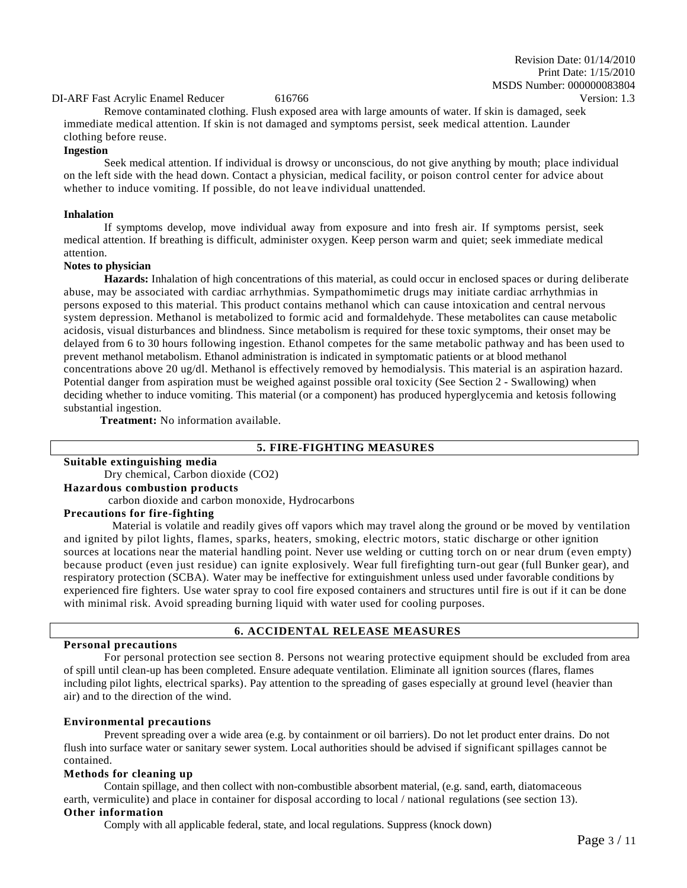Remove contaminated clothing. Flush exposed area with large amounts of water. If skin is damaged, seek immediate medical attention. If skin is not damaged and symptoms persist, seek medical attention. Launder clothing before reuse.

**Ingestion**

Seek medical attention. If individual is drowsy or unconscious, do not give anything by mouth; place individual on the left side with the head down. Contact a physician, medical facility, or poison control center for advice about whether to induce vomiting. If possible, do not leave individual unattended.

**Inhalation**

If symptoms develop, move individual away from exposure and into fresh air. If symptoms persist, seek medical attention. If breathing is difficult, administer oxygen. Keep person warm and quiet; seek immediate medical attention.

**Notes to physician**

**Hazards:** Inhalation of high concentrations of this material, as could occur in enclosed spaces or during deliberate abuse, may be associated with cardiac arrhythmias. Sympathomimetic drugs may initiate cardiac arrhythmias in persons exposed to this material. This product contains methanol which can cause intoxication and central nervous system depression. Methanol is metabolized to formic acid and formaldehyde. These metabolites can cause metabolic acidosis, visual disturbances and blindness. Since metabolism is required for these toxic symptoms, their onset may be delayed from 6 to 30 hours following ingestion. Ethanol competes for the same metabolic pathway and has been used to prevent methanol metabolism. Ethanol administration is indicated in symptomatic patients or at blood methanol concentrations above 20 ug/dl. Methanol is effectively removed by hemodialysis. This material is an aspiration hazard. Potential danger from aspiration must be weighed against possible oral toxicity (See Section 2 - Swallowing) when deciding whether to induce vomiting. This material (or a component) has produced hyperglycemia and ketosis following substantial ingestion.

**Treatment:** No information available.

## 5. FIRE-FIGHTING MEASURES

**Suitable extinguishing media**

Dry chemical, Carbon dioxide ($CO_2$)

**Hazardous combustion products**

carbon dioxide and carbon monoxide, Hydrocarbons

**Precautions for fire-fighting**

Material is volatile and readily gives off vapors which may travel along the ground or be moved by ventilation and ignited by pilot lights, flames, sparks, heaters, smoking, electric motors, static discharge or other ignition sources at locations near the material handling point. Never use welding or cutting torch on or near drum (even empty) because product (even just residue) can ignite explosively. Wear full firefighting turn-out gear (full Bunker gear), and respiratory protection (SCBA). Water may be ineffective for extinguishment unless used under favorable conditions by experienced fire fighters. Use water spray to cool fire exposed containers and structures until fire is out if it can be done with minimal risk. Avoid spreading burning liquid with water used for cooling purposes.

## 6. ACCIDENTAL RELEASE MEASURES

**Personal precautions**

For personal protection see section 8. Persons not wearing protective equipment should be excluded from area of spill until clean-up has been completed. Ensure adequate ventilation. Eliminate all ignition sources (flares, flames including pilot lights, electrical sparks). Pay attention to the spreading of gases especially at ground level (heavier than air) and to the direction of the wind.

**Environmental precautions**

Prevent spreading over a wide area (e.g. by containment or oil barriers). Do not let product enter drains. Do not flush into surface water or sanitary sewer system. Local authorities should be advised if significant spillages cannot be contained.

**Methods for cleaning up**

Contain spillage, and then collect with non-combustible absorbent material, (e.g. sand, earth, diatomaceous earth, vermiculite) and place in container for disposal according to local / national regulations (see section 13).

**Other information**

Comply with all applicable federal, state, and local regulations. Suppress (knock down)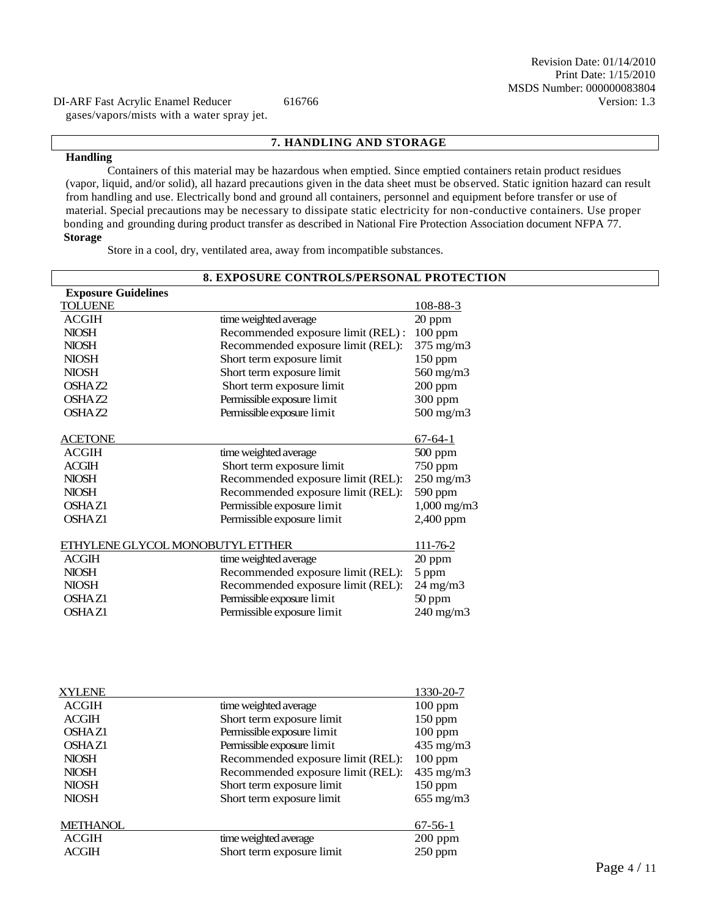gases/vapors/mists with a water spray jet.

## 7. HANDLING AND STORAGE

**Handling**

Containers of this material may be hazardous when emptied. Since emptied containers retain product residues (vapor, liquid, and/or solid), all hazard precautions given in the data sheet must be observed. Static ignition hazard can result from handling and use. Electrically bond and ground all containers, personnel and equipment before transfer or use of material. Special precautions may be necessary to dissipate static electricity for non-conductive containers. Use proper bonding and grounding during product transfer as described in National Fire Protection Association document NFPA 77.

**Storage**

Store in a cool, dry, ventilated area, away from incompatible substances.

## 8. EXPOSURE CONTROLS/PERSONAL PROTECTION

**Exposure Guidelines**

| TOLUENE | | 108-88-3 |
|---|---|---|
| ACGIH | time weighted average | 20 ppm |
| NIOSH | Recommended exposure limit (REL) : | 100 ppm |
| NIOSH | Recommended exposure limit (REL): | 375 mg/m3 |
| NIOSH | Short term exposure limit | 150 ppm |
| NIOSH | Short term exposure limit | 560 mg/m3 |
| OSHA Z2 | Short term exposure limit | 200 ppm |
| OSHA Z2 | Permissible exposure limit | 300 ppm |
| OSHA Z2 | Permissible exposure limit | 500 mg/m3 |

| ACETONE | | 67-64-1 |
|---|---|---|
| ACGIH | time weighted average | 500 ppm |
| ACGIH | Short term exposure limit | 750 ppm |
| NIOSH | Recommended exposure limit (REL): | 250 mg/m3 |
| NIOSH | Recommended exposure limit (REL): | 590 ppm |
| OSHA Z1 | Permissible exposure limit | 1,000 mg/m3 |
| OSHA Z1 | Permissible exposure limit | 2,400 ppm |

| ETHYLENE GLYCOL MONOBUTYL ETTHER | | 111-76-2 |
|---|---|---|
| ACGIH | time weighted average | 20 ppm |
| NIOSH | Recommended exposure limit (REL): | 5 ppm |
| NIOSH | Recommended exposure limit (REL): | 24 mg/m3 |
| OSHA Z1 | Permissible exposure limit | 50 ppm |
| OSHA Z1 | Permissible exposure limit | 240 mg/m3 |

| XYLENE | | 1330-20-7 |
|---|---|---|
| ACGIH | time weighted average | 100 ppm |
| ACGIH | Short term exposure limit | 150 ppm |
| OSHA Z1 | Permissible exposure limit | 100 ppm |
| OSHA Z1 | Permissible exposure limit | 435 mg/m3 |
| NIOSH | Recommended exposure limit (REL): | 100 ppm |
| NIOSH | Recommended exposure limit (REL): | 435 mg/m3 |
| NIOSH | Short term exposure limit | 150 ppm |
| NIOSH | Short term exposure limit | 655 mg/m3 |

| METHANOL | | 67-56-1 |
|---|---|---|
| ACGIH | time weighted average | 200 ppm |
| ACGIH | Short term exposure limit | 250 ppm |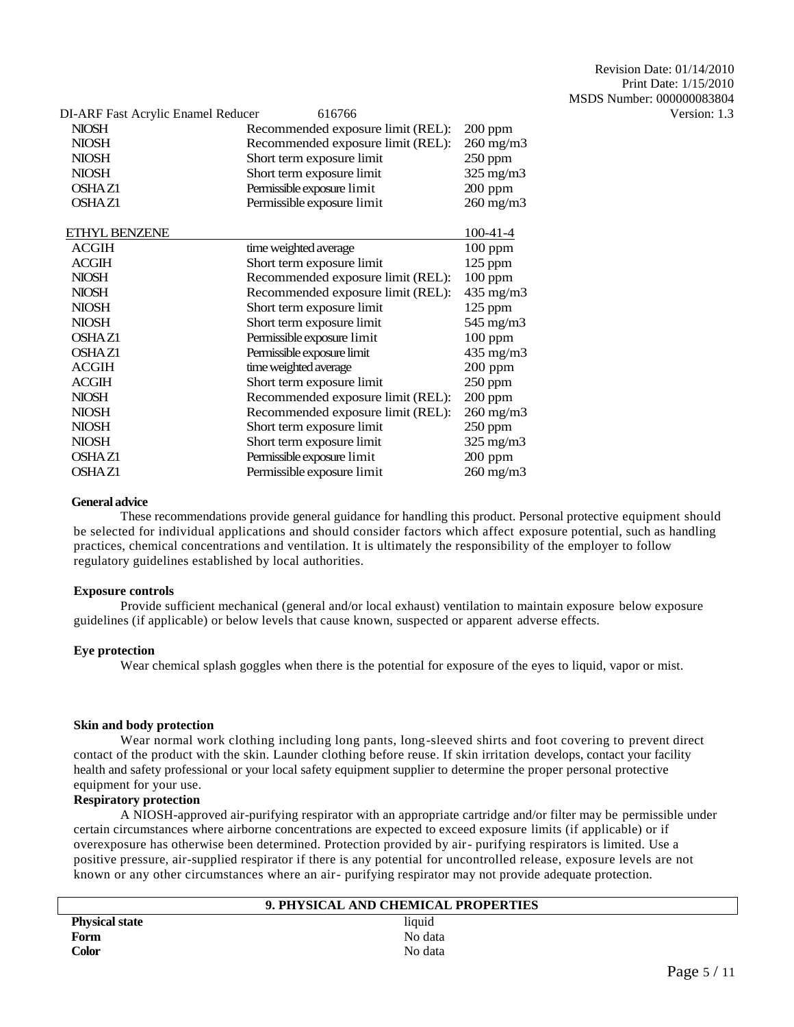| | | |
|---|---|---|
| NIOSH | Recommended exposure limit (REL): | 200 ppm |
| NIOSH | Recommended exposure limit (REL): | 260 mg/m3 |
| NIOSH | Short term exposure limit | 250 ppm |
| NIOSH | Short term exposure limit | 325 mg/m3 |
| OSHA Z1 | Permissible exposure limit | 200 ppm |
| OSHA Z1 | Permissible exposure limit | 260 mg/m3 |

| ETHYL BENZENE | | 100-41-4 |
|---|---|---|
| ACGIH | time weighted average | 100 ppm |
| ACGIH | Short term exposure limit | 125 ppm |
| NIOSH | Recommended exposure limit (REL): | 100 ppm |
| NIOSH | Recommended exposure limit (REL): | 435 mg/m3 |
| NIOSH | Short term exposure limit | 125 ppm |
| NIOSH | Short term exposure limit | 545 mg/m3 |
| OSHA Z1 | Permissible exposure limit | 100 ppm |
| OSHA Z1 | Permissible exposure limit | 435 mg/m3 |
| ACGIH | time weighted average | 200 ppm |
| ACGIH | Short term exposure limit | 250 ppm |
| NIOSH | Recommended exposure limit (REL): | 200 ppm |
| NIOSH | Recommended exposure limit (REL): | 260 mg/m3 |
| NIOSH | Short term exposure limit | 250 ppm |
| NIOSH | Short term exposure limit | 325 mg/m3 |
| OSHA Z1 | Permissible exposure limit | 200 ppm |
| OSHA Z1 | Permissible exposure limit | 260 mg/m3 |

**General advice**

These recommendations provide general guidance for handling this product. Personal protective equipment should be selected for individual applications and should consider factors which affect exposure potential, such as handling practices, chemical concentrations and ventilation. It is ultimately the responsibility of the employer to follow regulatory guidelines established by local authorities.

**Exposure controls**

Provide sufficient mechanical (general and/or local exhaust) ventilation to maintain exposure below exposure guidelines (if applicable) or below levels that cause known, suspected or apparent adverse effects.

**Eye protection**

Wear chemical splash goggles when there is the potential for exposure of the eyes to liquid, vapor or mist.

**Skin and body protection**

Wear normal work clothing including long pants, long-sleeved shirts and foot covering to prevent direct contact of the product with the skin. Launder clothing before reuse. If skin irritation develops, contact your facility health and safety professional or your local safety equipment supplier to determine the proper personal protective equipment for your use.

**Respiratory protection**

A NIOSH-approved air-purifying respirator with an appropriate cartridge and/or filter may be permissible under certain circumstances where airborne concentrations are expected to exceed exposure limits (if applicable) or if overexposure has otherwise been determined. Protection provided by air- purifying respirators is limited. Use a positive pressure, air-supplied respirator if there is any potential for uncontrolled release, exposure levels are not known or any other circumstances where an air- purifying respirator may not provide adequate protection.

## 9. PHYSICAL AND CHEMICAL PROPERTIES

| | |
|---|---|
| **Physical state** | liquid |
| **Form** | No data |
| **Color** | No data |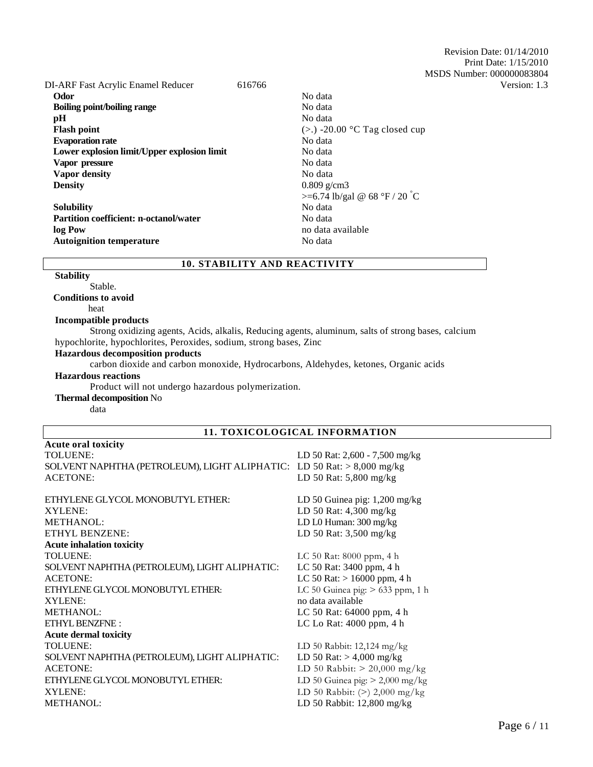| | |
|---|---|
| **Odor** | No data |
| **Boiling point/boiling range** | No data |
| **pH** | No data |
| **Flash point** | (>.) -20.00 °C Tag closed cup |
| **Evaporation rate** | No data |
| **Lower explosion limit/Upper explosion limit** | No data |
| **Vapor pressure** | No data |
| **Vapor density** | No data |
| **Density** | 0.809 g/cm3<br>>=6.74 lb/gal @ 68 °F / 20 °C |
| **Solubility** | No data |
| **Partition coefficient: n-octanol/water** | No data |
| **log Pow** | no data available |
| **Autoignition temperature** | No data |

## 10. STABILITY AND REACTIVITY

**Stability**

Stable.

**Conditions to avoid**

heat

**Incompatible products**

Strong oxidizing agents, Acids, alkalis, Reducing agents, aluminum, salts of strong bases, calcium hypochlorite, hypochlorites, Peroxides, sodium, strong bases, Zinc

**Hazardous decomposition products**

carbon dioxide and carbon monoxide, Hydrocarbons, Aldehydes, ketones, Organic acids

**Hazardous reactions**

Product will not undergo hazardous polymerization.

**Thermal decomposition** No data

## 11. TOXICOLOGICAL INFORMATION

**Acute oral toxicity**

| | |
|---|---|
| TOLUENE: | LD 50 Rat: 2,600 - 7,500 mg/kg |
| SOLVENT NAPHTHA (PETROLEUM), LIGHT ALIPHATIC: | LD 50 Rat: > 8,000 mg/kg |
| ACETONE: | LD 50 Rat: 5,800 mg/kg |
| ETHYLENE GLYCOL MONOBUTYL ETHER: | LD 50 Guinea pig: 1,200 mg/kg |
| XYLENE: | LD 50 Rat: 4,300 mg/kg |
| METHANOL: | LD L0 Human: 300 mg/kg |
| ETHYL BENZENE: | LD 50 Rat: 3,500 mg/kg |

**Acute inhalation toxicity**

| | |
|---|---|
| TOLUENE: | LC 50 Rat: 8000 ppm, 4 h |
| SOLVENT NAPHTHA (PETROLEUM), LIGHT ALIPHATIC: | LC 50 Rat: 3400 ppm, 4 h |
| ACETONE: | LC 50 Rat: > 16000 ppm, 4 h |
| ETHYLENE GLYCOL MONOBUTYL ETHER: | LC 50 Guinea pig: > 633 ppm, 1 h |
| XYLENE: | no data available |
| METHANOL: | LC 50 Rat: 64000 ppm, 4 h |
| ETHYL BENZFNE : | LC Lo Rat: 4000 ppm, 4 h |

**Acute dermal toxicity**

| | |
|---|---|
| TOLUENE: | LD 50 Rabbit: 12,124 mg/kg |
| SOLVENT NAPHTHA (PETROLEUM), LIGHT ALIPHATIC: | LD 50 Rat: > 4,000 mg/kg |
| ACETONE: | LD 50 Rabbit: > 20,000 mg/kg |
| ETHYLENE GLYCOL MONOBUTYL ETHER: | LD 50 Guinea pig: > 2,000 mg/kg |
| XYLENE: | LD 50 Rabbit: (>) 2,000 mg/kg |
| METHANOL: | LD 50 Rabbit: 12,800 mg/kg |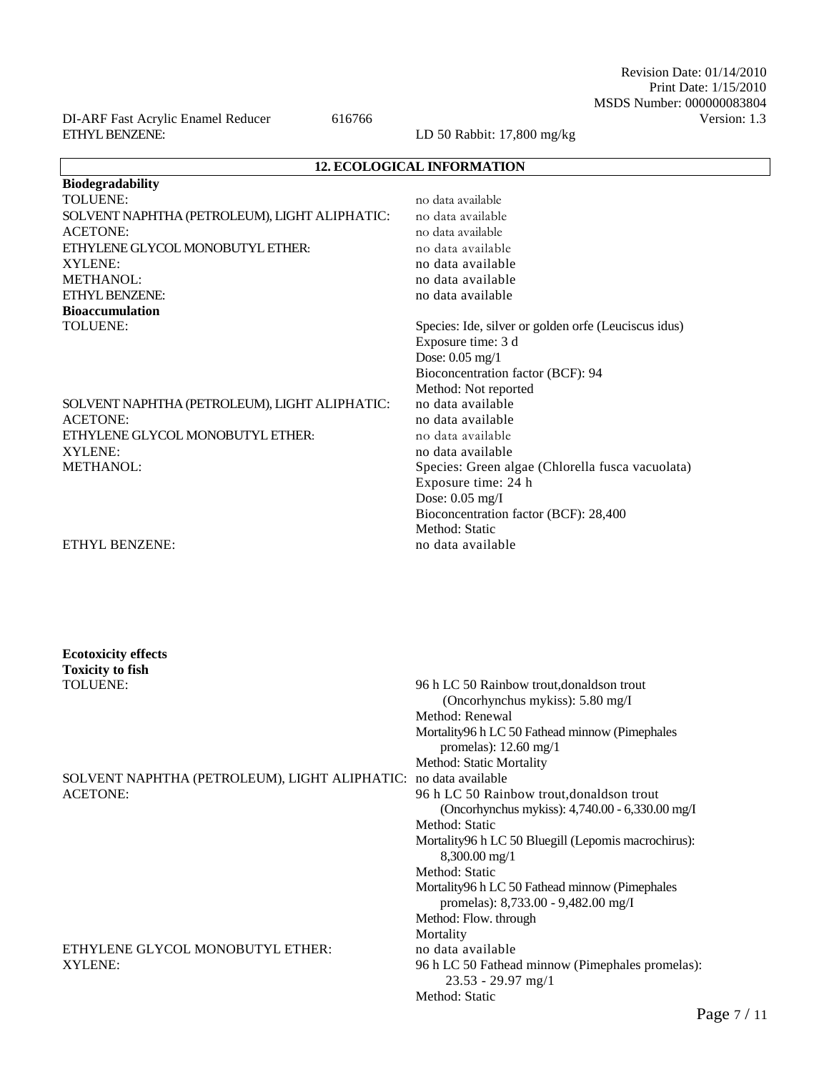ETHYL BENZENE: LD 50 Rabbit: 17,800 mg/kg

## 12. ECOLOGICAL INFORMATION

**Biodegradability**

| | |
|---|---|
| TOLUENE: | no data available |
| SOLVENT NAPHTHA (PETROLEUM), LIGHT ALIPHATIC: | no data available |
| ACETONE: | no data available |
| ETHYLENE GLYCOL MONOBUTYL ETHER: | no data available |
| XYLENE: | no data available |
| METHANOL: | no data available |
| ETHYL BENZENE: | no data available |

**Bioaccumulation**

| | |
|---|---|
| TOLUENE: | Species: Ide, silver or golden orfe (Leuciscus idus)<br>Exposure time: 3 d<br>Dose: 0.05 mg/1<br>Bioconcentration factor (BCF): 94<br>Method: Not reported |
| SOLVENT NAPHTHA (PETROLEUM), LIGHT ALIPHATIC: | no data available |
| ACETONE: | no data available |
| ETHYLENE GLYCOL MONOBUTYL ETHER: | no data available |
| XYLENE: | no data available |
| METHANOL: | Species: Green algae (Chlorella fusca vacuolata)<br>Exposure time: 24 h<br>Dose: 0.05 mg/I<br>Bioconcentration factor (BCF): 28,400<br>Method: Static |
| ETHYL BENZENE: | no data available |

**Ecotoxicity effects**

**Toxicity to fish**

| | |
|---|---|
| TOLUENE: | 96 h LC 50 Rainbow trout,donaldson trout (Oncorhynchus mykiss): 5.80 mg/I<br>Method: Renewal<br>Mortality96 h LC 50 Fathead minnow (Pimephales promelas): 12.60 mg/1<br>Method: Static Mortality |
| SOLVENT NAPHTHA (PETROLEUM), LIGHT ALIPHATIC: | no data available |
| ACETONE: | 96 h LC 50 Rainbow trout,donaldson trout (Oncorhynchus mykiss): 4,740.00 - 6,330.00 mg/I<br>Method: Static<br>Mortality96 h LC 50 Bluegill (Lepomis macrochirus): 8,300.00 mg/1<br>Method: Static<br>Mortality96 h LC 50 Fathead minnow (Pimephales promelas): 8,733.00 - 9,482.00 mg/I<br>Method: Flow. through<br>Mortality |
| ETHYLENE GLYCOL MONOBUTYL ETHER: | no data available |
| XYLENE: | 96 h LC 50 Fathead minnow (Pimephales promelas): 23.53 - 29.97 mg/1<br>Method: Static |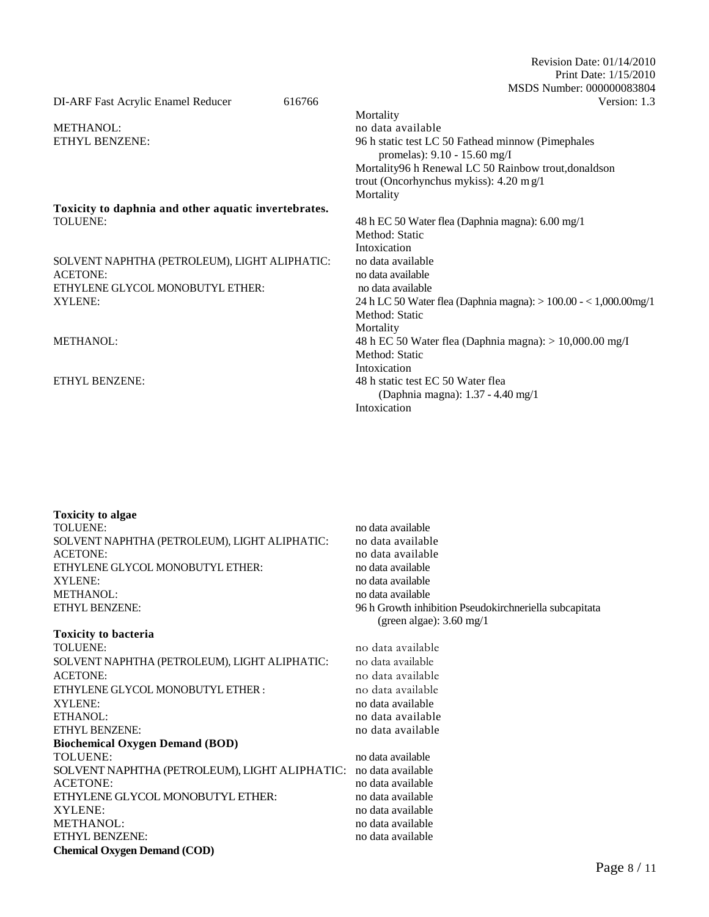Mortality

| | |
|---|---|
| METHANOL: | no data available |
| ETHYL BENZENE: | 96 h static test LC 50 Fathead minnow (Pimephales promelas): 9.10 - 15.60 mg/I<br>Mortality96 h Renewal LC 50 Rainbow trout,donaldson trout (Oncorhynchus mykiss): 4.20 m g/1<br>Mortality |

**Toxicity to daphnia and other aquatic invertebrates.**

| | |
|---|---|
| TOLUENE: | 48 h EC 50 Water flea (Daphnia magna): 6.00 mg/1<br>Method: Static<br>Intoxication |
| SOLVENT NAPHTHA (PETROLEUM), LIGHT ALIPHATIC: | no data available |
| ACETONE: | no data available |
| ETHYLENE GLYCOL MONOBUTYL ETHER: | no data available |
| XYLENE: | 24 h LC 50 Water flea (Daphnia magna): > 100.00 - < 1,000.00mg/1<br>Method: Static<br>Mortality |
| METHANOL: | 48 h EC 50 Water flea (Daphnia magna): > 10,000.00 mg/I<br>Method: Static<br>Intoxication |
| ETHYL BENZENE: | 48 h static test EC 50 Water flea (Daphnia magna): 1.37 - 4.40 mg/1<br>Intoxication |

**Toxicity to algae**

| | |
|---|---|
| TOLUENE: | no data available |
| SOLVENT NAPHTHA (PETROLEUM), LIGHT ALIPHATIC: | no data available |
| ACETONE: | no data available |
| ETHYLENE GLYCOL MONOBUTYL ETHER: | no data available |
| XYLENE: | no data available |
| METHANOL: | no data available |
| ETHYL BENZENE: | 96 h Growth inhibition Pseudokirchneriella subcapitata (green algae): 3.60 mg/1 |

**Toxicity to bacteria**

| | |
|---|---|
| TOLUENE: | no data available |
| SOLVENT NAPHTHA (PETROLEUM), LIGHT ALIPHATIC: | no data available |
| ACETONE: | no data available |
| ETHYLENE GLYCOL MONOBUTYL ETHER : | no data available |
| XYLENE: | no data available |
| ETHANOL: | no data available |
| ETHYL BENZENE: | no data available |

**Biochemical Oxygen Demand (BOD)**

| | |
|---|---|
| TOLUENE: | no data available |
| SOLVENT NAPHTHA (PETROLEUM), LIGHT ALIPHATIC: | no data available |
| ACETONE: | no data available |
| ETHYLENE GLYCOL MONOBUTYL ETHER: | no data available |
| XYLENE: | no data available |
| METHANOL: | no data available |
| ETHYL BENZENE: | no data available |

**Chemical Oxygen Demand (COD)**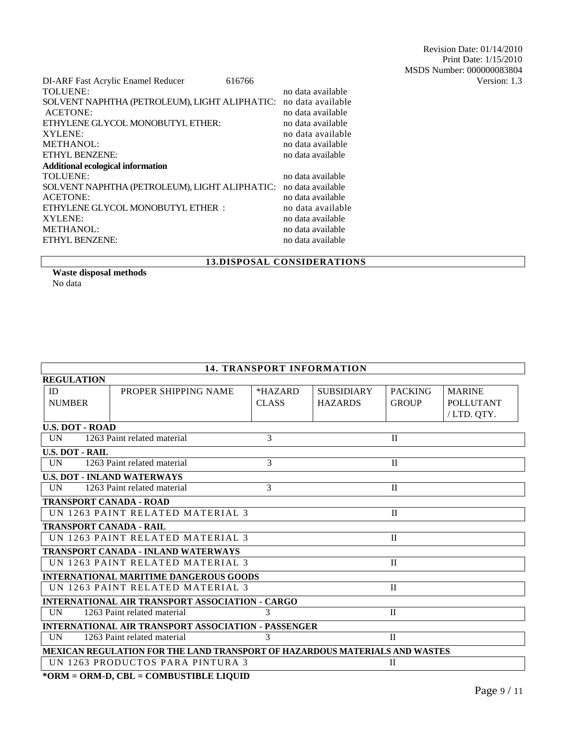DI-ARF Fast Acrylic Enamel Reducer 616766

| | |
|---|---|
| TOLUENE: | no data available |
| SOLVENT NAPHTHA (PETROLEUM), LIGHT ALIPHATIC: | no data available |
| ACETONE: | no data available |
| ETHYLENE GLYCOL MONOBUTYL ETHER: | no data available |
| XYLENE: | no data available |
| METHANOL: | no data available |
| ETHYL BENZENE: | no data available |

**Additional ecological information**

| | |
|---|---|
| TOLUENE: | no data available |
| SOLVENT NAPHTHA (PETROLEUM), LIGHT ALIPHATIC: | no data available |
| ACETONE: | no data available |
| ETHYLENE GLYCOL MONOBUTYL ETHER : | no data available |
| XYLENE: | no data available |
| METHANOL: | no data available |
| ETHYL BENZENE: | no data available |

## 13.DISPOSAL CONSIDERATIONS

**Waste disposal methods**

No data

## 14. TRANSPORT INFORMATION

**REGULATION**

| ID NUMBER | PROPER SHIPPING NAME | *HAZARD CLASS | SUBSIDIARY HAZARDS | PACKING GROUP | MARINE POLLUTANT / LTD. QTY. |
|---|---|---|---|---|---|
| **U.S. DOT - ROAD** | | | | | |
| UN 1263 | Paint related material | 3 | | II | |
| **U.S. DOT - RAIL** | | | | | |
| UN 1263 | Paint related material | 3 | | II | |
| **U.S. DOT - INLAND WATERWAYS** | | | | | |
| UN 1263 | Paint related material | 3 | | II | |
| **TRANSPORT CANADA - ROAD** | | | | | |
| UN 1263 PAINT RELATED MATERIAL 3 | | | | II | |
| **TRANSPORT CANADA - RAIL** | | | | | |
| UN 1263 PAINT RELATED MATERIAL 3 | | | | II | |
| **TRANSPORT CANADA - INLAND WATERWAYS** | | | | | |
| UN 1263 PAINT RELATED MATERIAL 3 | | | | II | |
| **INTERNATIONAL MARITIME DANGEROUS GOODS** | | | | | |
| UN 1263 PAINT RELATED MATERIAL 3 | | | | II | |
| **INTERNATIONAL AIR TRANSPORT ASSOCIATION - CARGO** | | | | | |
| UN 1263 | Paint related material | 3 | | II | |
| **INTERNATIONAL AIR TRANSPORT ASSOCIATION - PASSENGER** | | | | | |
| UN 1263 | Paint related material | 3 | | II | |
| **MEXICAN REGULATION FOR THE LAND TRANSPORT OF HAZARDOUS MATERIALS AND WASTES** | | | | | |
| UN 1263 PRODUCTOS PARA PINTURA 3 | | | | II | |

**\*ORM = ORM-D, CBL = COMBUSTIBLE LIQUID**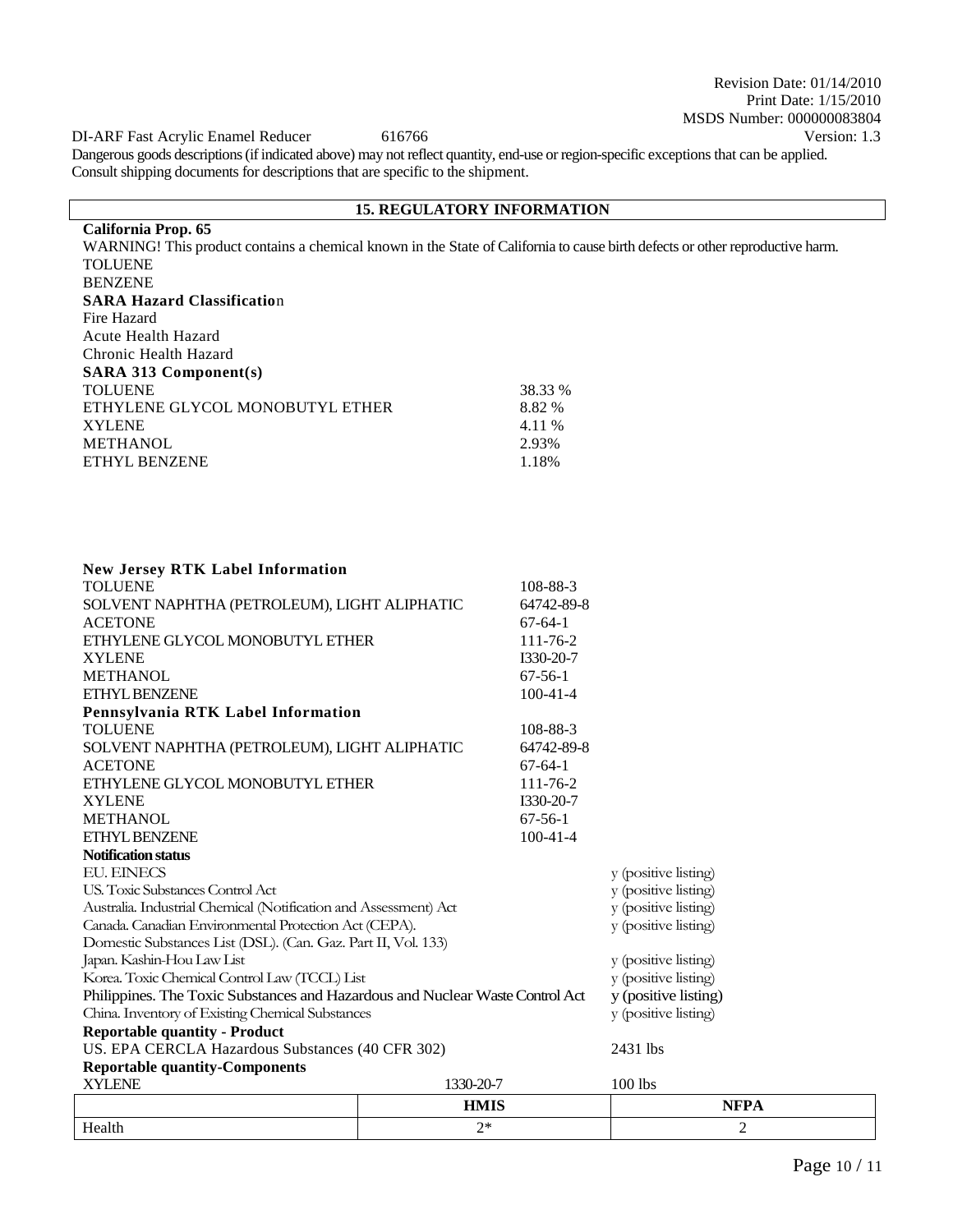Revision Date: 01/14/2010
Print Date: 1/15/2010
MSDS Number: 000000083804

DI-ARF Fast Acrylic Enamel Reducer 616766 Version: 1.3

Dangerous goods descriptions (if indicated above) may not reflect quantity, end-use or region-specific exceptions that can be applied. Consult shipping documents for descriptions that are specific to the shipment.

## 15. REGULATORY INFORMATION

**California Prop. 65**

WARNING! This product contains a chemical known in the State of California to cause birth defects or other reproductive harm.

TOLUENE
BENZENE

**SARA Hazard Classification**

Fire Hazard
Acute Health Hazard
Chronic Health Hazard

**SARA 313 Component(s)**

| | |
|---|---|
| TOLUENE | 38.33 % |
| ETHYLENE GLYCOL MONOBUTYL ETHER | 8.82 % |
| XYLENE | 4.11 % |
| METHANOL | 2.93% |
| ETHYL BENZENE | 1.18% |

**New Jersey RTK Label Information**

| | |
|---|---|
| TOLUENE | 108-88-3 |
| SOLVENT NAPHTHA (PETROLEUM), LIGHT ALIPHATIC | 64742-89-8 |
| ACETONE | 67-64-1 |
| ETHYLENE GLYCOL MONOBUTYL ETHER | 111-76-2 |
| XYLENE | I330-20-7 |
| METHANOL | 67-56-1 |
| ETHYL BENZENE | 100-41-4 |

**Pennsylvania RTK Label Information**

| | |
|---|---|
| TOLUENE | 108-88-3 |
| SOLVENT NAPHTHA (PETROLEUM), LIGHT ALIPHATIC | 64742-89-8 |
| ACETONE | 67-64-1 |
| ETHYLENE GLYCOL MONOBUTYL ETHER | 111-76-2 |
| XYLENE | I330-20-7 |
| METHANOL | 67-56-1 |
| ETHYL BENZENE | 100-41-4 |

**Notification status**

| | |
|---|---|
| EU. EINECS | y (positive listing) |
| US. Toxic Substances Control Act | y (positive listing) |
| Australia. Industrial Chemical (Notification and Assessment) Act | y (positive listing) |
| Canada. Canadian Environmental Protection Act (CEPA). Domestic Substances List (DSL). (Can. Gaz. Part II, Vol. 133) | y (positive listing) |
| Japan. Kashin-Hou Law List | y (positive listing) |
| Korea. Toxic Chemical Control Law (TCCL) List | y (positive listing) |
| Philippines. The Toxic Substances and Hazardous and Nuclear Waste Control Act | y (positive listing) |
| China. Inventory of Existing Chemical Substances | y (positive listing) |

**Reportable quantity - Product**

| | |
|---|---|
| US. EPA CERCLA Hazardous Substances (40 CFR 302) | 2431 lbs |

**Reportable quantity-Components**

| | | |
|---|---|---|
| XYLENE | 1330-20-7 | 100 lbs |

| | HMIS | NFPA |
|---|---|---|
| Health | 2* | 2 |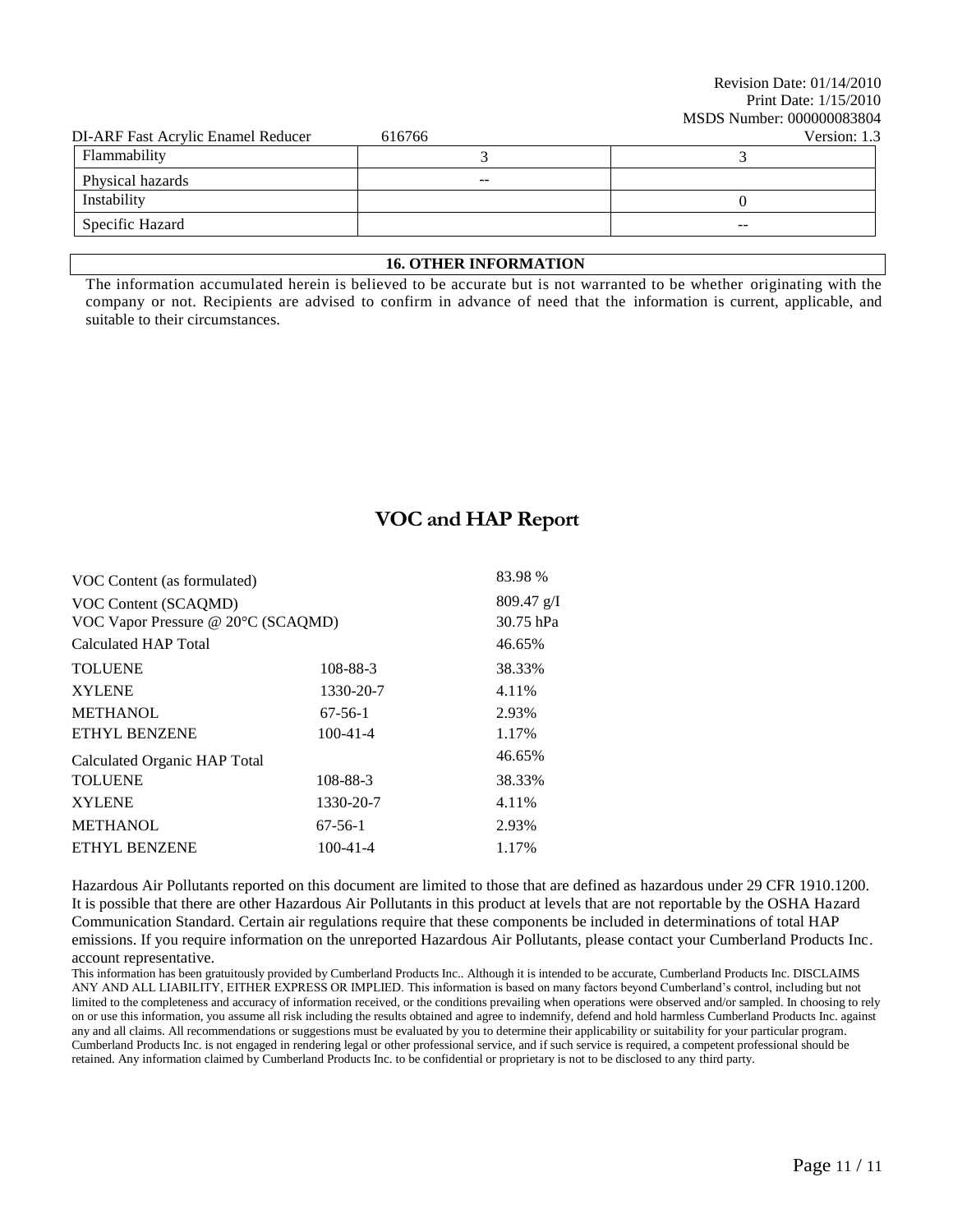| | | |
|---|---|---|
| Flammability | 3 | 3 |
| Physical hazards | -- | |
| Instability | | 0 |
| Specific Hazard | | -- |

## 16. OTHER INFORMATION

The information accumulated herein is believed to be accurate but is not warranted to be whether originating with the company or not. Recipients are advised to confirm in advance of need that the information is current, applicable, and suitable to their circumstances.

# VOC and HAP Report

| | | |
|---|---|---|
| VOC Content (as formulated) | | 83.98 % |
| VOC Content (SCAQMD) | | 809.47 g/l |
| VOC Vapor Pressure @ 20°C (SCAQMD) | | 30.75 hPa |
| Calculated HAP Total | | 46.65% |
| TOLUENE | 108-88-3 | 38.33% |
| XYLENE | 1330-20-7 | 4.11% |
| METHANOL | 67-56-1 | 2.93% |
| ETHYL BENZENE | 100-41-4 | 1.17% |
| Calculated Organic HAP Total | | 46.65% |
| TOLUENE | 108-88-3 | 38.33% |
| XYLENE | 1330-20-7 | 4.11% |
| METHANOL | 67-56-1 | 2.93% |
| ETHYL BENZENE | 100-41-4 | 1.17% |

Hazardous Air Pollutants reported on this document are limited to those that are defined as hazardous under 29 CFR 1910.1200. It is possible that there are other Hazardous Air Pollutants in this product at levels that are not reportable by the OSHA Hazard Communication Standard. Certain air regulations require that these components be included in determinations of total HAP emissions. If you require information on the unreported Hazardous Air Pollutants, please contact your Cumberland Products Inc. account representative.

This information has been gratuitously provided by Cumberland Products Inc.. Although it is intended to be accurate, Cumberland Products Inc. DISCLAIMS ANY AND ALL LIABILITY, EITHER EXPRESS OR IMPLIED. This information is based on many factors beyond Cumberland's control, including but not limited to the completeness and accuracy of information received, or the conditions prevailing when operations were observed and/or sampled. In choosing to rely on or use this information, you assume all risk including the results obtained and agree to indemnify, defend and hold harmless Cumberland Products Inc. against any and all claims. All recommendations or suggestions must be evaluated by you to determine their applicability or suitability for your particular program. Cumberland Products Inc. is not engaged in rendering legal or other professional service, and if such service is required, a competent professional should be retained. Any information claimed by Cumberland Products Inc. to be confidential or proprietary is not to be disclosed to any third party.